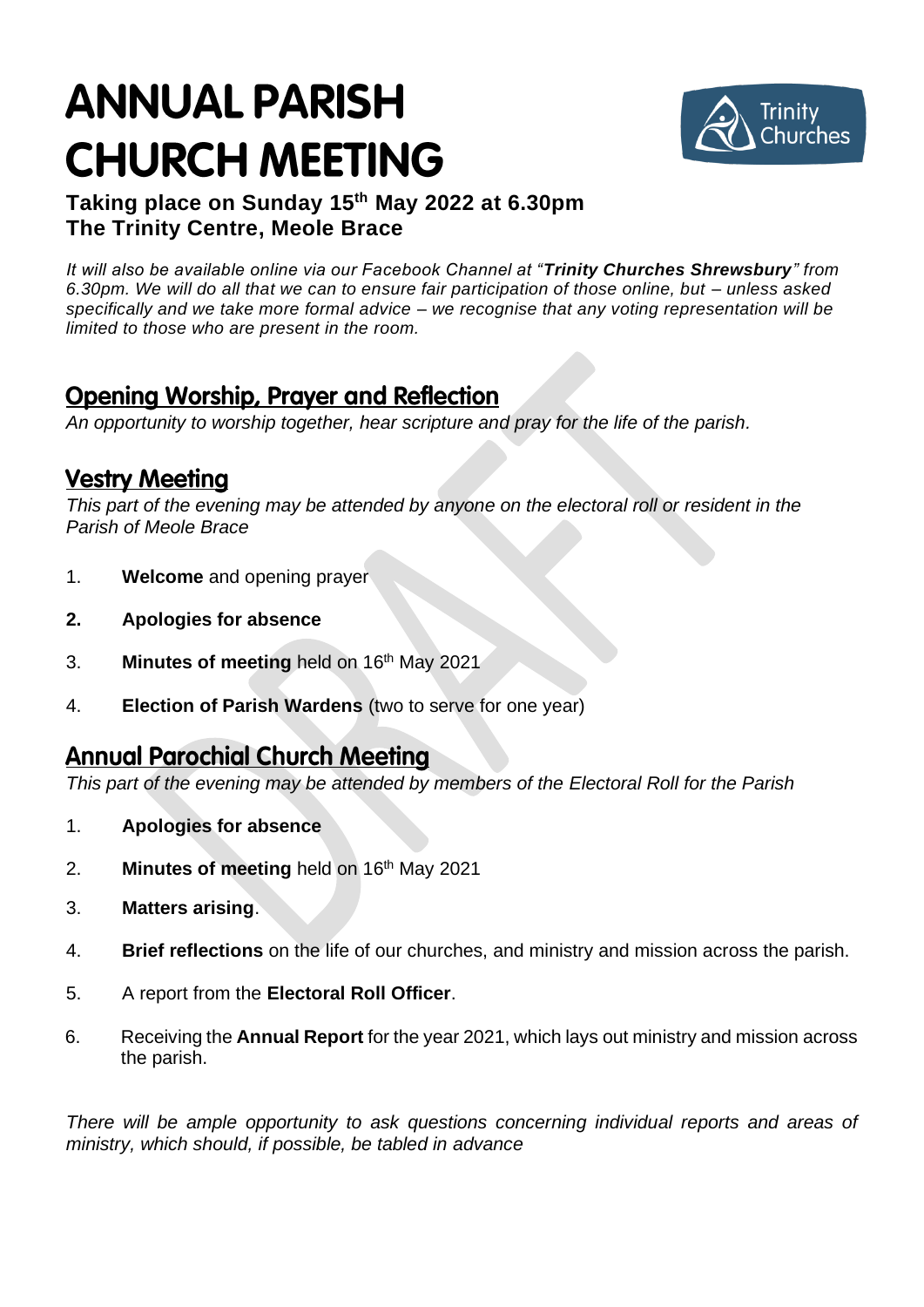# ANNUAL PARISH CHURCH MEETING

**Taking place on Sunday 15th May 2022 at 6.30pm**
**The Trinity Centre, Meole Brace**

*It will also be available online via our Facebook Channel at "**Trinity Churches Shrewsbury**" from 6.30pm. We will do all that we can to ensure fair participation of those online, but – unless asked specifically and we take more formal advice – we recognise that any voting representation will be limited to those who are present in the room.*

## Opening Worship, Prayer and Reflection

*An opportunity to worship together, hear scripture and pray for the life of the parish.*

## Vestry Meeting

*This part of the evening may be attended by anyone on the electoral roll or resident in the Parish of Meole Brace*

1. **Welcome** and opening prayer
2. **Apologies for absence**
3. **Minutes of meeting** held on 16th May 2021
4. **Election of Parish Wardens** (two to serve for one year)

## Annual Parochial Church Meeting

*This part of the evening may be attended by members of the Electoral Roll for the Parish*

1. **Apologies for absence**
2. **Minutes of meeting** held on 16th May 2021
3. **Matters arising**.
4. **Brief reflections** on the life of our churches, and ministry and mission across the parish.
5. A report from the **Electoral Roll Officer**.
6. Receiving the **Annual Report** for the year 2021, which lays out ministry and mission across the parish.

*There will be ample opportunity to ask questions concerning individual reports and areas of ministry, which should, if possible, be tabled in advance*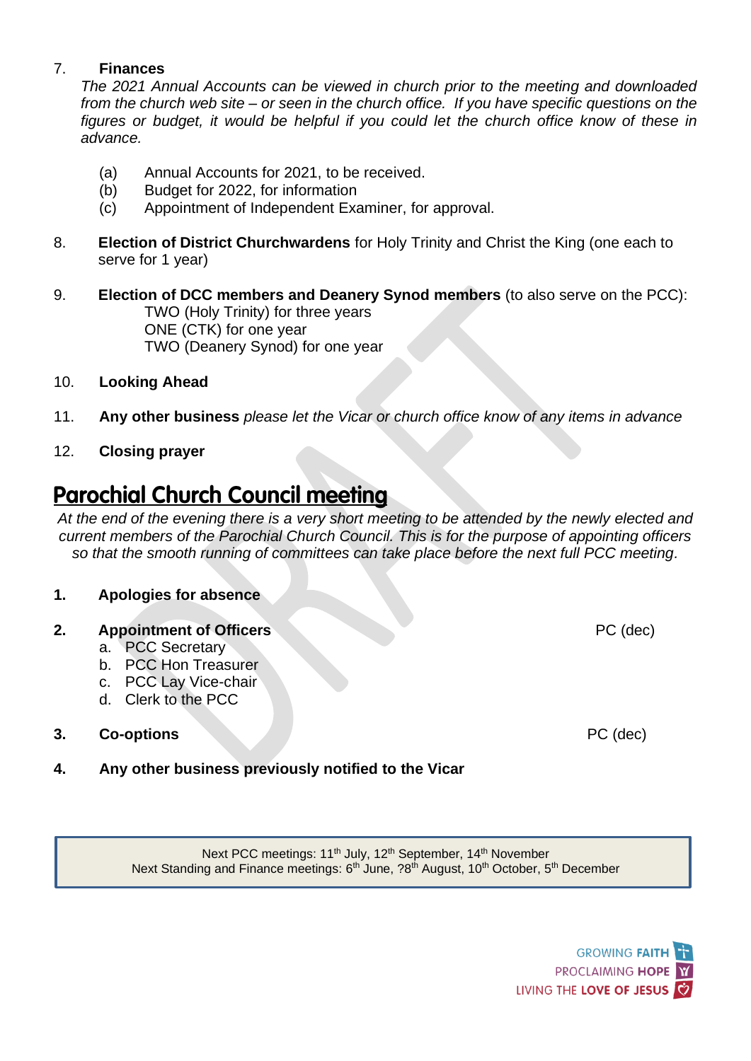7. **Finances**

   *The 2021 Annual Accounts can be viewed in church prior to the meeting and downloaded from the church web site – or seen in the church office. If you have specific questions on the figures or budget, it would be helpful if you could let the church office know of these in advance.*

   (a) Annual Accounts for 2021, to be received.
   (b) Budget for 2022, for information
   (c) Appointment of Independent Examiner, for approval.

8. **Election of District Churchwardens** for Holy Trinity and Christ the King (one each to serve for 1 year)

9. **Election of DCC members and Deanery Synod members** (to also serve on the PCC):
   TWO (Holy Trinity) for three years
   ONE (CTK) for one year
   TWO (Deanery Synod) for one year

10. **Looking Ahead**

11. **Any other business** *please let the Vicar or church office know of any items in advance*

12. **Closing prayer**

## Parochial Church Council meeting

*At the end of the evening there is a very short meeting to be attended by the newly elected and current members of the Parochial Church Council. This is for the purpose of appointing officers so that the smooth running of committees can take place before the next full PCC meeting.*

**1. Apologies for absence**

**2. Appointment of Officers** PC (dec)
   a. PCC Secretary
   b. PCC Hon Treasurer
   c. PCC Lay Vice-chair
   d. Clerk to the PCC

**3. Co-options** PC (dec)

**4. Any other business previously notified to the Vicar**

Next PCC meetings: 11th July, 12th September, 14th November
Next Standing and Finance meetings: 6th June, ?8th August, 10th October, 5th December

GROWING **FAITH**
PROCLAIMING **HOPE**
LIVING THE **LOVE OF JESUS**